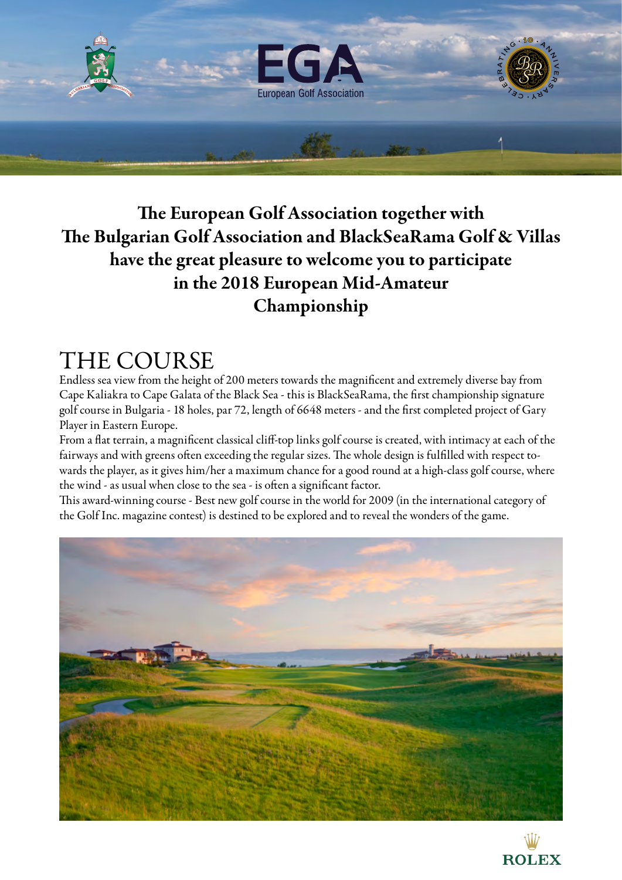**The European Golf Association together with**
**The Bulgarian Golf Association and BlackSeaRama Golf & Villas**
**have the great pleasure to welcome you to participate**
**in the 2018 European Mid-Amateur**
**Championship**

# THE COURSE

Endless sea view from the height of 200 meters towards the magnificent and extremely diverse bay from Cape Kaliakra to Cape Galata of the Black Sea - this is BlackSeaRama, the first championship signature golf course in Bulgaria - 18 holes, par 72, length of 6648 meters - and the first completed project of Gary Player in Eastern Europe.

From a flat terrain, a magnificent classical cliff-top links golf course is created, with intimacy at each of the fairways and with greens often exceeding the regular sizes. The whole design is fulfilled with respect towards the player, as it gives him/her a maximum chance for a good round at a high-class golf course, where the wind - as usual when close to the sea - is often a significant factor.

This award-winning course - Best new golf course in the world for 2009 (in the international category of the Golf Inc. magazine contest) is destined to be explored and to reveal the wonders of the game.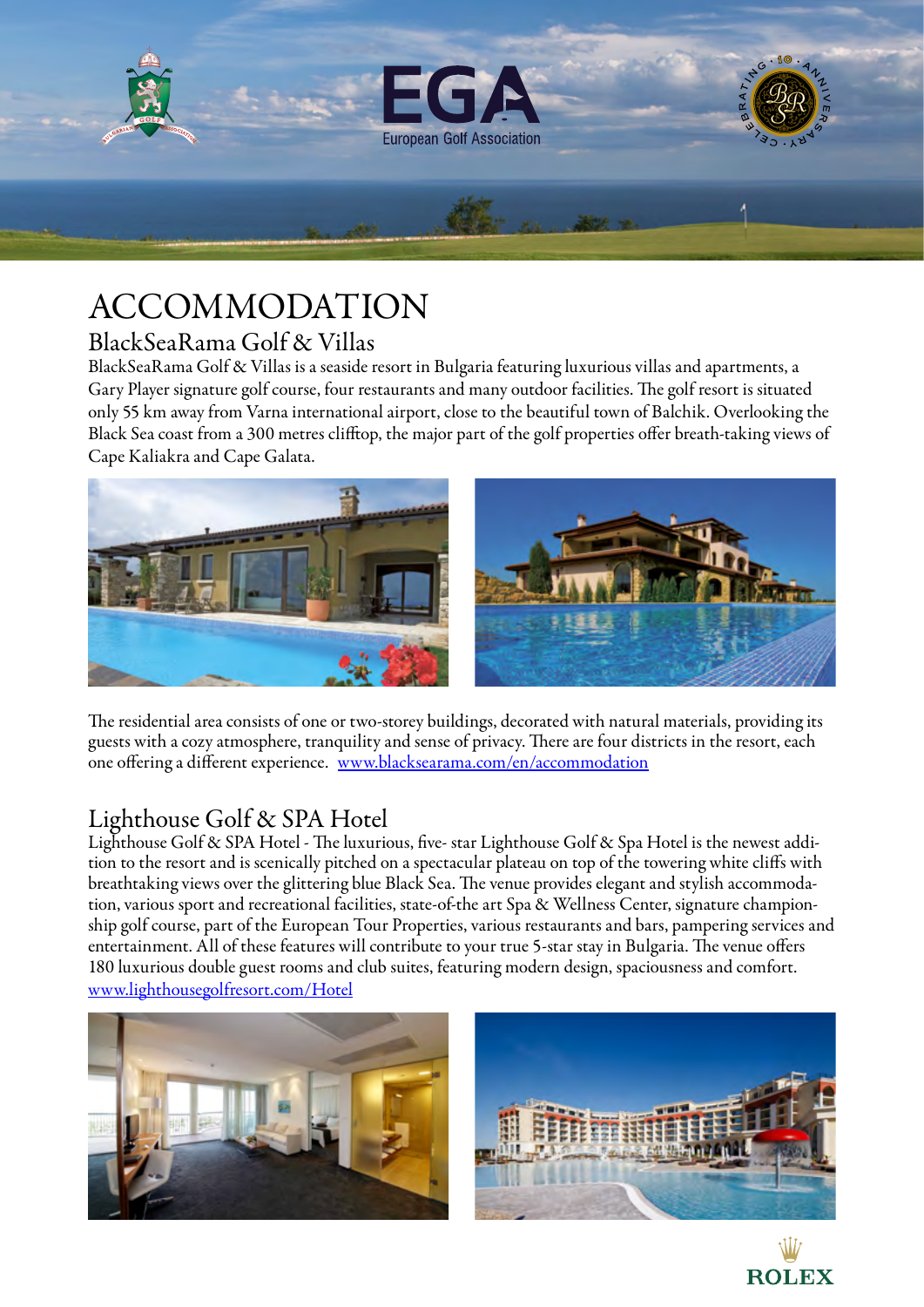# ACCOMMODATION

## BlackSeaRama Golf & Villas

BlackSeaRama Golf & Villas is a seaside resort in Bulgaria featuring luxurious villas and apartments, a Gary Player signature golf course, four restaurants and many outdoor facilities. The golf resort is situated only 55 km away from Varna international airport, close to the beautiful town of Balchik. Overlooking the Black Sea coast from a 300 metres clifftop, the major part of the golf properties offer breath-taking views of Cape Kaliakra and Cape Galata.

The residential area consists of one or two-storey buildings, decorated with natural materials, providing its guests with a cozy atmosphere, tranquility and sense of privacy. There are four districts in the resort, each one offering a different experience. [www.blacksearama.com/en/accommodation](http://www.blacksearama.com/en/accommodation)

## Lighthouse Golf & SPA Hotel

Lighthouse Golf & SPA Hotel - The luxurious, five- star Lighthouse Golf & Spa Hotel is the newest addition to the resort and is scenically pitched on a spectacular plateau on top of the towering white cliffs with breathtaking views over the glittering blue Black Sea. The venue provides elegant and stylish accommodation, various sport and recreational facilities, state-of-the art Spa & Wellness Center, signature championship golf course, part of the European Tour Properties, various restaurants and bars, pampering services and entertainment. All of these features will contribute to your true 5-star stay in Bulgaria. The venue offers 180 luxurious double guest rooms and club suites, featuring modern design, spaciousness and comfort. [www.lighthousegolfresort.com/Hotel](http://www.lighthousegolfresort.com/Hotel)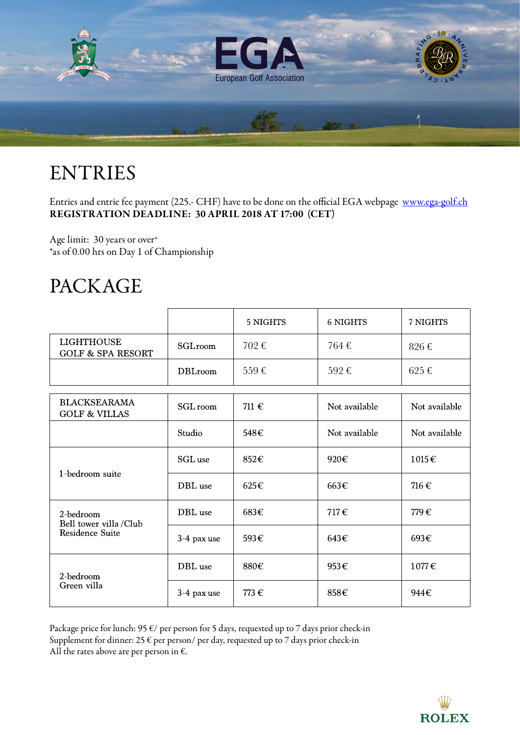# ENTRIES

Entries and entrie fee payment (225.- CHF) have to be done on the official EGA webpage www.ega-golf.ch
**REGISTRATION DEADLINE: 30 APRIL 2018 AT 17:00 (CET)**

Age limit: 30 years or over*
*as of 0.00 hrs on Day 1 of Championship

# PACKAGE

| | | 5 NIGHTS | 6 NIGHTS | 7 NIGHTS |
|---|---|---|---|---|
| LIGHTHOUSE GOLF & SPA RESORT | SGLroom | 702 € | 764 € | 826 € |
| | DBLroom | 559 € | 592 € | 625 € |
| BLACKSEARAMA GOLF & VILLAS | SGL room | 711 € | Not available | Not available |
| | Studio | 548€ | Not available | Not available |
| 1-bedroom suite | SGL use | 852€ | 920€ | 1015€ |
| | DBL use | 625€ | 663€ | 716 € |
| 2-bedroom Bell tower villa /Club Residence Suite | DBL use | 683€ | 717 € | 779 € |
| | 3-4 pax use | 593€ | 643€ | 693€ |
| 2-bedroom Green villa | DBL use | 880€ | 953€ | 1077€ |
| | 3-4 pax use | 773 € | 858€ | 944€ |

Package price for lunch: 95 €/ per person for 5 days, requested up to 7 days prior check-in
Supplement for dinner: 25 € per person/ per day, requested up to 7 days prior check-in
All the rates above are per person in €.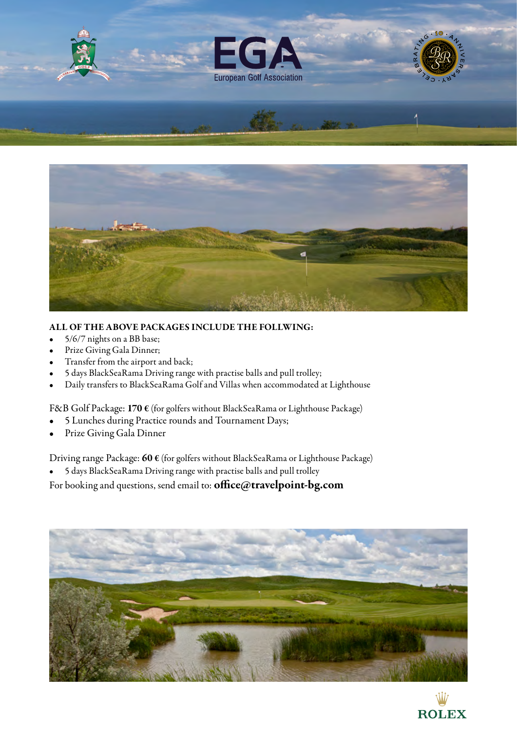EGA

European Golf Association

**ALL OF THE ABOVE PACKAGES INCLUDE THE FOLLWING:**

- 5/6/7 nights on a BB base;
- Prize Giving Gala Dinner;
- Transfer from the airport and back;
- 5 days BlackSeaRama Driving range with practise balls and pull trolley;
- Daily transfers to BlackSeaRama Golf and Villas when accommodated at Lighthouse

F&B Golf Package: **170 €** (for golfers without BlackSeaRama or Lighthouse Package)

- 5 Lunches during Practice rounds and Tournament Days;
- Prize Giving Gala Dinner

Driving range Package: **60 €** (for golfers without BlackSeaRama or Lighthouse Package)

- 5 days BlackSeaRama Driving range with practise balls and pull trolley

For booking and questions, send email to: **office@travelpoint-bg.com**

ROLEX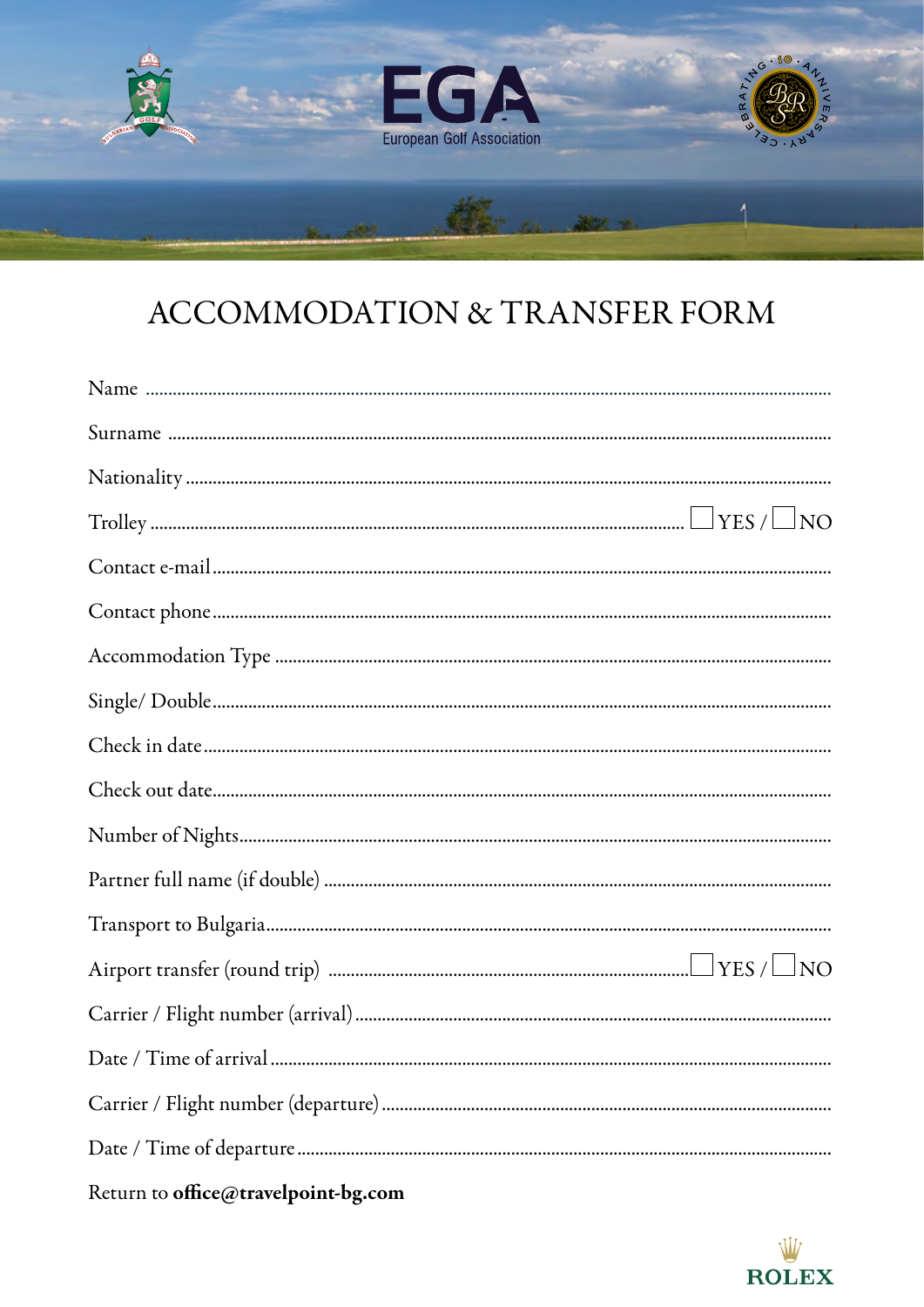EGA

European Golf Association

# ACCOMMODATION & TRANSFER FORM

Name ..........................................................................................................................................

Surname ......................................................................................................................................

Nationality ..................................................................................................................................

Trolley ..................................................................................................... ☐ YES / ☐ NO

Contact e-mail ............................................................................................................................

Contact phone ............................................................................................................................

Accommodation Type ................................................................................................................

Single/ Double ............................................................................................................................

Check in date ..............................................................................................................................

Check out date ............................................................................................................................

Number of Nights .......................................................................................................................

Partner full name (if double) ......................................................................................................

Transport to Bulgaria ..................................................................................................................

Airport transfer (round trip) .............................................................................. ☐ YES / ☐ NO

Carrier / Flight number (arrival) ................................................................................................

Date / Time of arrival .................................................................................................................

Carrier / Flight number (departure) ...........................................................................................

Date / Time of departure ...........................................................................................................

Return to **office@travelpoint-bg.com**

ROLEX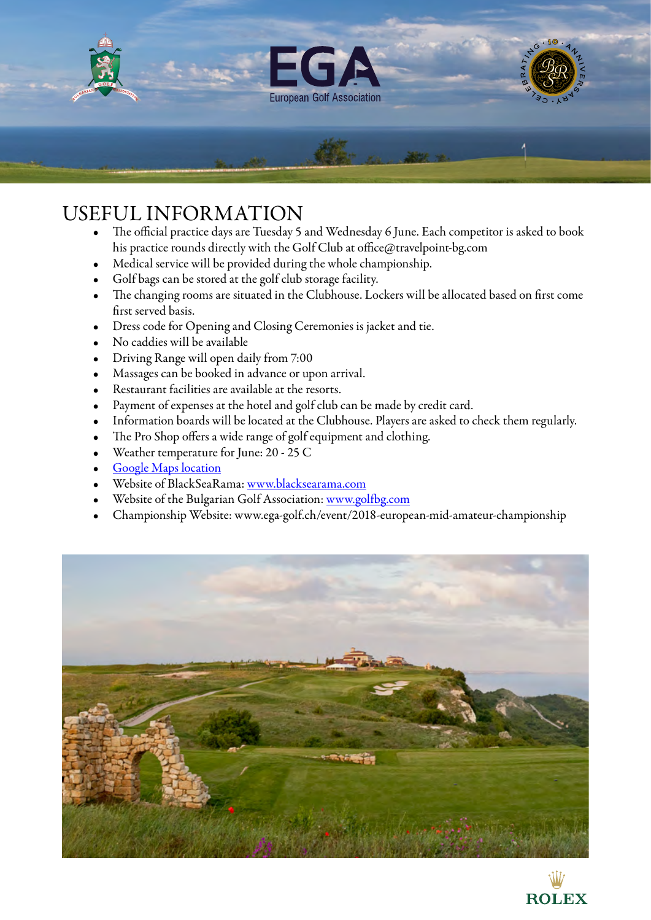# USEFUL INFORMATION

- The official practice days are Tuesday 5 and Wednesday 6 June. Each competitor is asked to book his practice rounds directly with the Golf Club at office@travelpoint-bg.com
- Medical service will be provided during the whole championship.
- Golf bags can be stored at the golf club storage facility.
- The changing rooms are situated in the Clubhouse. Lockers will be allocated based on first come first served basis.
- Dress code for Opening and Closing Ceremonies is jacket and tie.
- No caddies will be available
- Driving Range will open daily from 7:00
- Massages can be booked in advance or upon arrival.
- Restaurant facilities are available at the resorts.
- Payment of expenses at the hotel and golf club can be made by credit card.
- Information boards will be located at the Clubhouse. Players are asked to check them regularly.
- The Pro Shop offers a wide range of golf equipment and clothing.
- Weather temperature for June: 20 - 25 C
- [Google Maps location]
- Website of BlackSeaRama: www.blacksearama.com
- Website of the Bulgarian Golf Association: www.golfbg.com
- Championship Website: www.ega-golf.ch/event/2018-european-mid-amateur-championship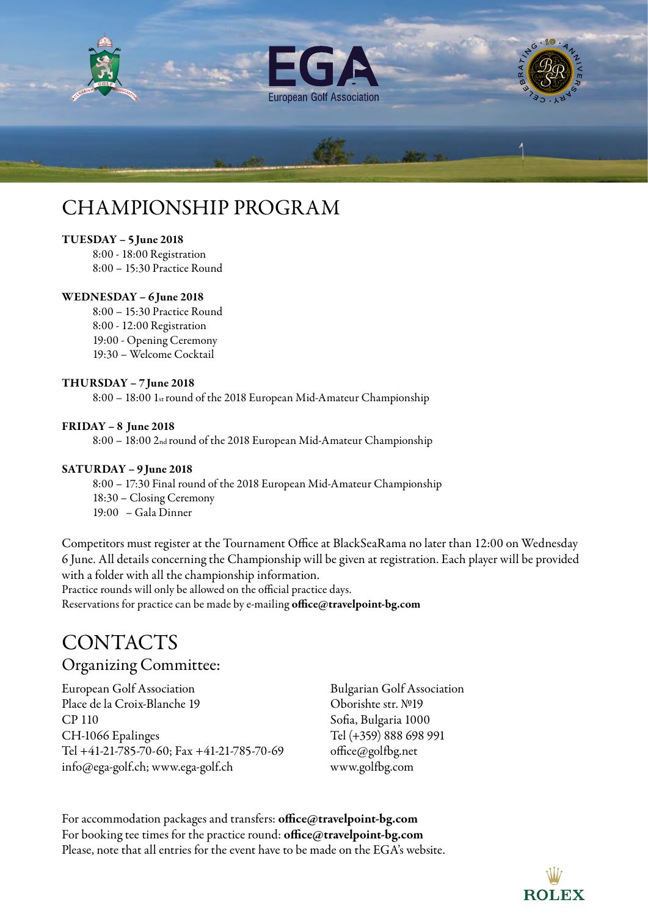# CHAMPIONSHIP PROGRAM

**TUESDAY – 5 June 2018**

8:00 - 18:00 Registration
8:00 – 15:30 Practice Round

**WEDNESDAY – 6 June 2018**

8:00 – 15:30 Practice Round
8:00 - 12:00 Registration
19:00 - Opening Ceremony
19:30 – Welcome Cocktail

**THURSDAY – 7 June 2018**

8:00 – 18:00 1st round of the 2018 European Mid-Amateur Championship

**FRIDAY – 8 June 2018**

8:00 – 18:00 2nd round of the 2018 European Mid-Amateur Championship

**SATURDAY – 9 June 2018**

8:00 – 17:30 Final round of the 2018 European Mid-Amateur Championship
18:30 – Closing Ceremony
19:00 – Gala Dinner

Competitors must register at the Tournament Office at BlackSeaRama no later than 12:00 on Wednesday 6 June. All details concerning the Championship will be given at registration. Each player will be provided with a folder with all the championship information.
Practice rounds will only be allowed on the official practice days.
Reservations for practice can be made by e-mailing **office@travelpoint-bg.com**

# CONTACTS

## Organizing Committee:

European Golf Association
Place de la Croix-Blanche 19
CP 110
CH-1066 Epalinges
Tel +41-21-785-70-60; Fax +41-21-785-70-69
info@ega-golf.ch; www.ega-golf.ch

Bulgarian Golf Association
Oborishte str. №19
Sofia, Bulgaria 1000
Tel (+359) 888 698 991
office@golfbg.net
www.golfbg.com

For accommodation packages and transfers: **office@travelpoint-bg.com**
For booking tee times for the practice round: **office@travelpoint-bg.com**
Please, note that all entries for the event have to be made on the EGA's website.